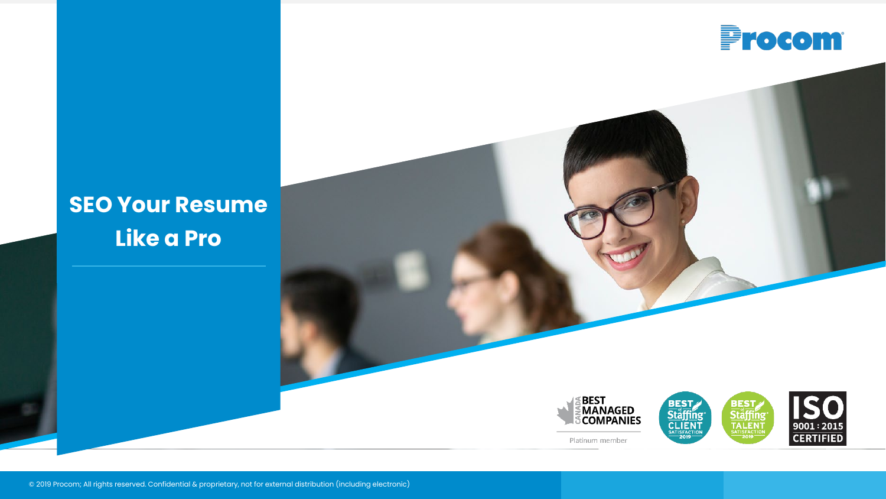# SEO Your Resume Like a Pro

BEST MANAGED COMPANIES

Platinum member

BEST of Staffing CLIENT SATISFACTION 2019

BEST of Staffing TALENT SATISFACTION 2019

ISO 9001 : 2015 CERTIFIED

© 2019 Procom; All rights reserved. Confidential & proprietary, not for external distribution (including electronic)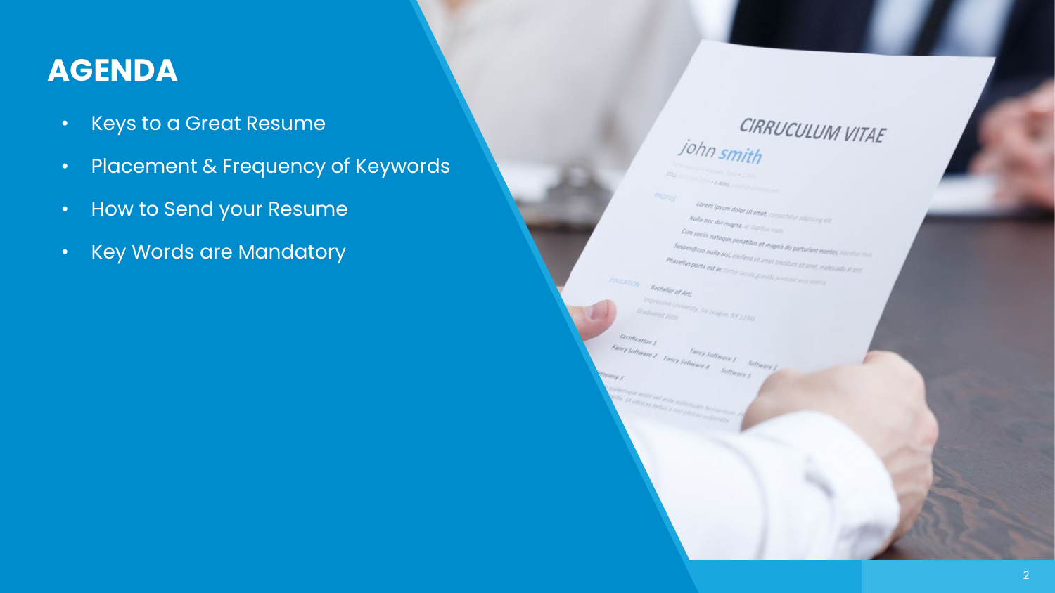# AGENDA

- Keys to a Great Resume
- Placement & Frequency of Keywords
- How to Send your Resume
- Key Words are Mandatory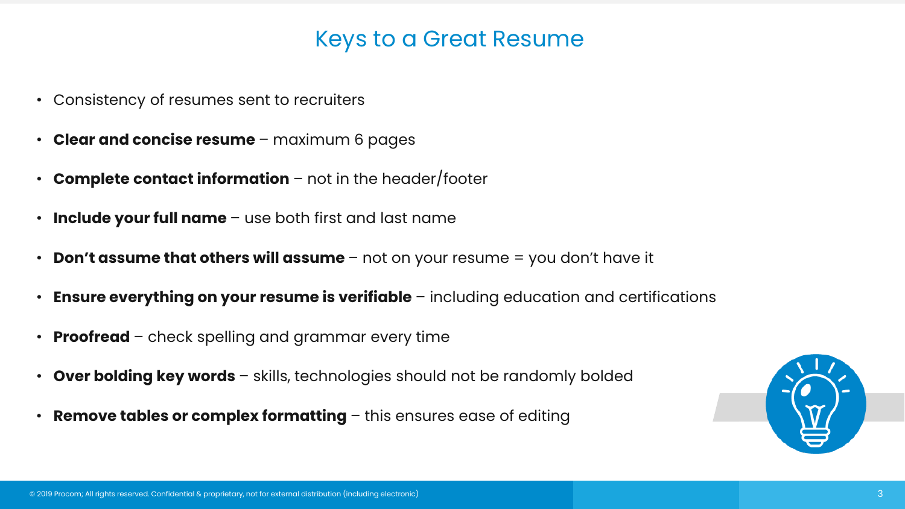# Keys to a Great Resume

- Consistency of resumes sent to recruiters
- **Clear and concise resume** – maximum 6 pages
- **Complete contact information** – not in the header/footer
- **Include your full name** – use both first and last name
- **Don't assume that others will assume** – not on your resume = you don't have it
- **Ensure everything on your resume is verifiable** – including education and certifications
- **Proofread** – check spelling and grammar every time
- **Over bolding key words** – skills, technologies should not be randomly bolded
- **Remove tables or complex formatting** – this ensures ease of editing

© 2019 Procom; All rights reserved. Confidential & proprietary, not for external distribution (including electronic)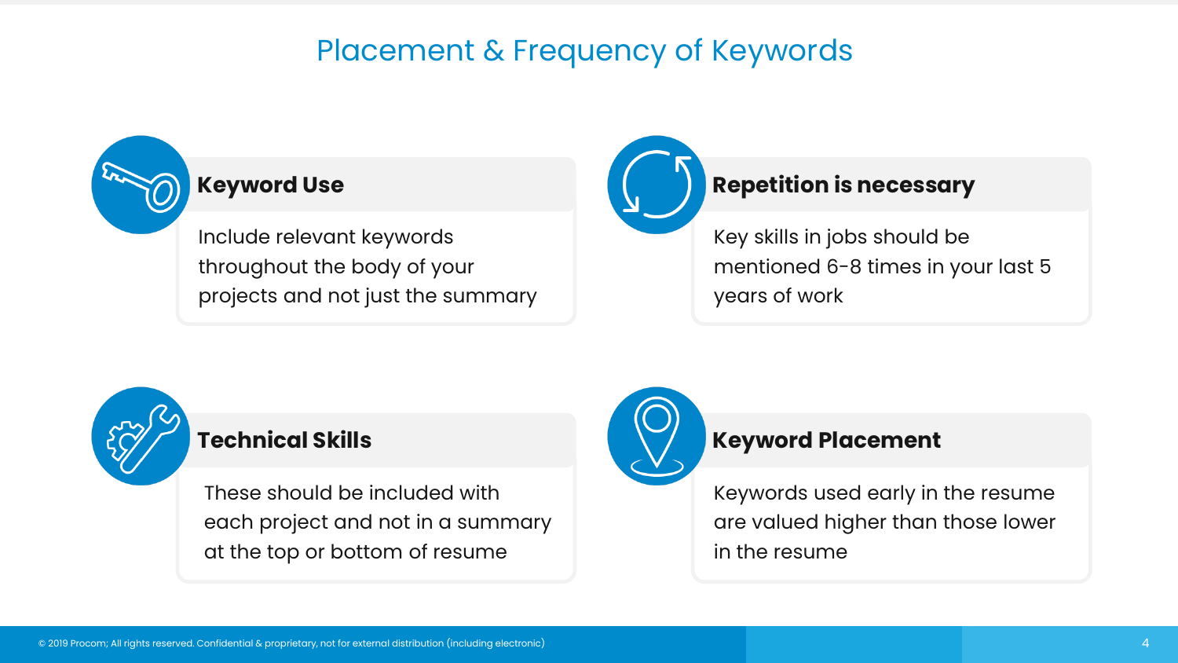# Placement & Frequency of Keywords

### Keyword Use

Include relevant keywords throughout the body of your projects and not just the summary

### Repetition is necessary

Key skills in jobs should be mentioned 6-8 times in your last 5 years of work

### Technical Skills

These should be included with each project and not in a summary at the top or bottom of resume

### Keyword Placement

Keywords used early in the resume are valued higher than those lower in the resume

© 2019 Procom; All rights reserved. Confidential & proprietary, not for external distribution (including electronic)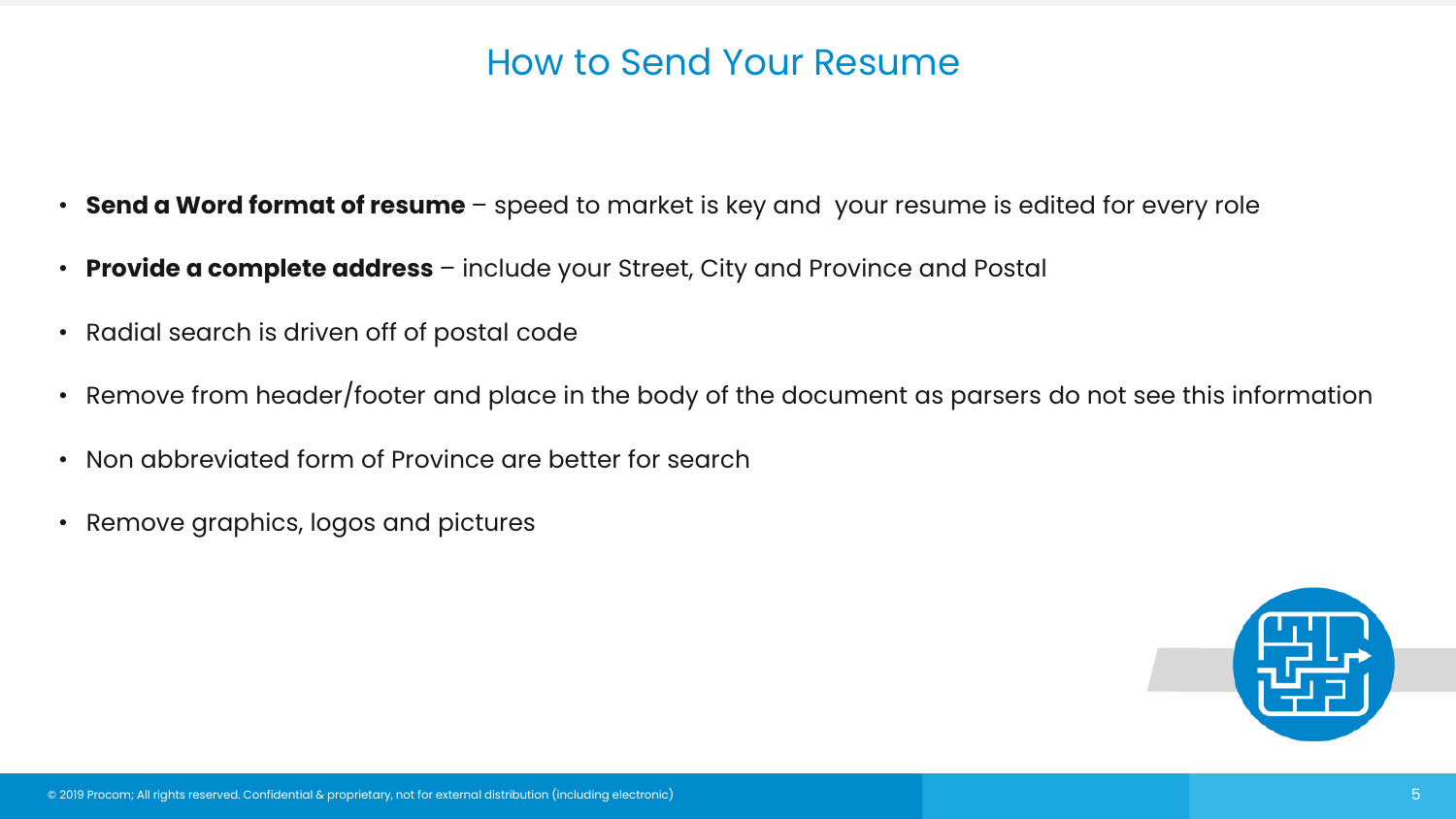# How to Send Your Resume

- **Send a Word format of resume** – speed to market is key and  your resume is edited for every role
- **Provide a complete address** – include your Street, City and Province and Postal
- Radial search is driven off of postal code
- Remove from header/footer and place in the body of the document as parsers do not see this information
- Non abbreviated form of Province are better for search
- Remove graphics, logos and pictures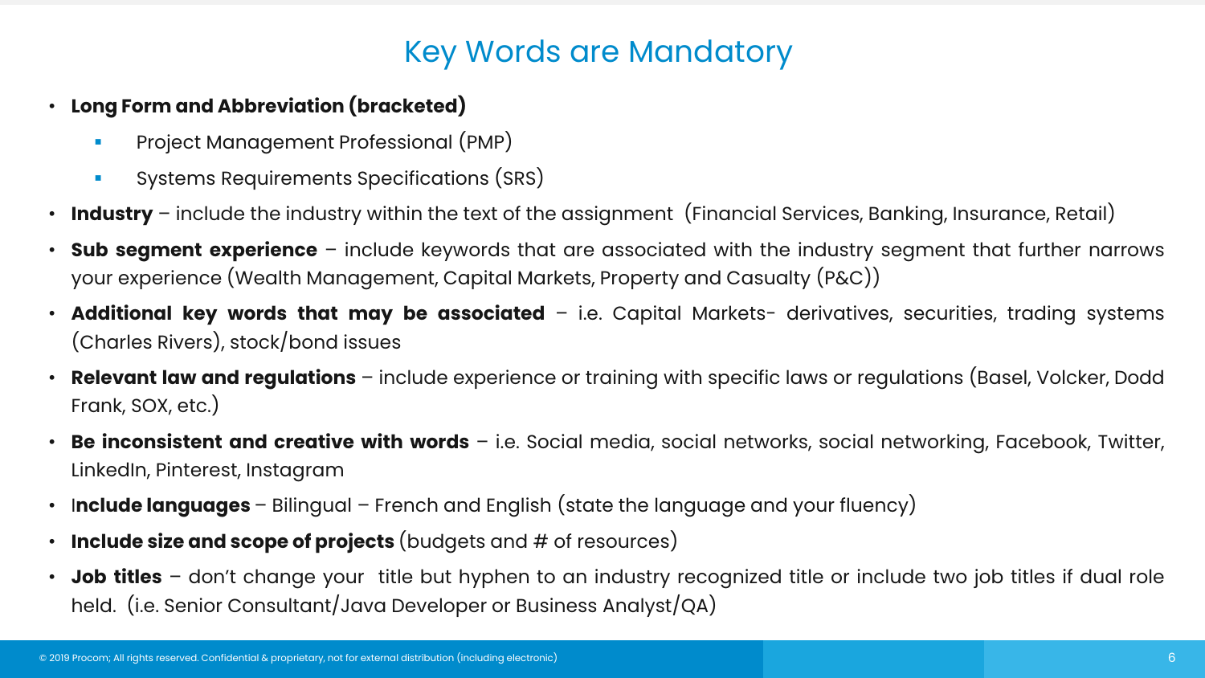# Key Words are Mandatory

- **Long Form and Abbreviation (bracketed)**
  - Project Management Professional (PMP)
  - Systems Requirements Specifications (SRS)
- **Industry** – include the industry within the text of the assignment (Financial Services, Banking, Insurance, Retail)
- **Sub segment experience** – include keywords that are associated with the industry segment that further narrows your experience (Wealth Management, Capital Markets, Property and Casualty (P&C))
- **Additional key words that may be associated** – i.e. Capital Markets- derivatives, securities, trading systems (Charles Rivers), stock/bond issues
- **Relevant law and regulations** – include experience or training with specific laws or regulations (Basel, Volcker, Dodd Frank, SOX, etc.)
- **Be inconsistent and creative with words** – i.e. Social media, social networks, social networking, Facebook, Twitter, LinkedIn, Pinterest, Instagram
- I**nclude languages** – Bilingual – French and English (state the language and your fluency)
- **Include size and scope of projects** (budgets and # of resources)
- **Job titles** – don't change your title but hyphen to an industry recognized title or include two job titles if dual role held. (i.e. Senior Consultant/Java Developer or Business Analyst/QA)

© 2019 Procom; All rights reserved. Confidential & proprietary, not for external distribution (including electronic)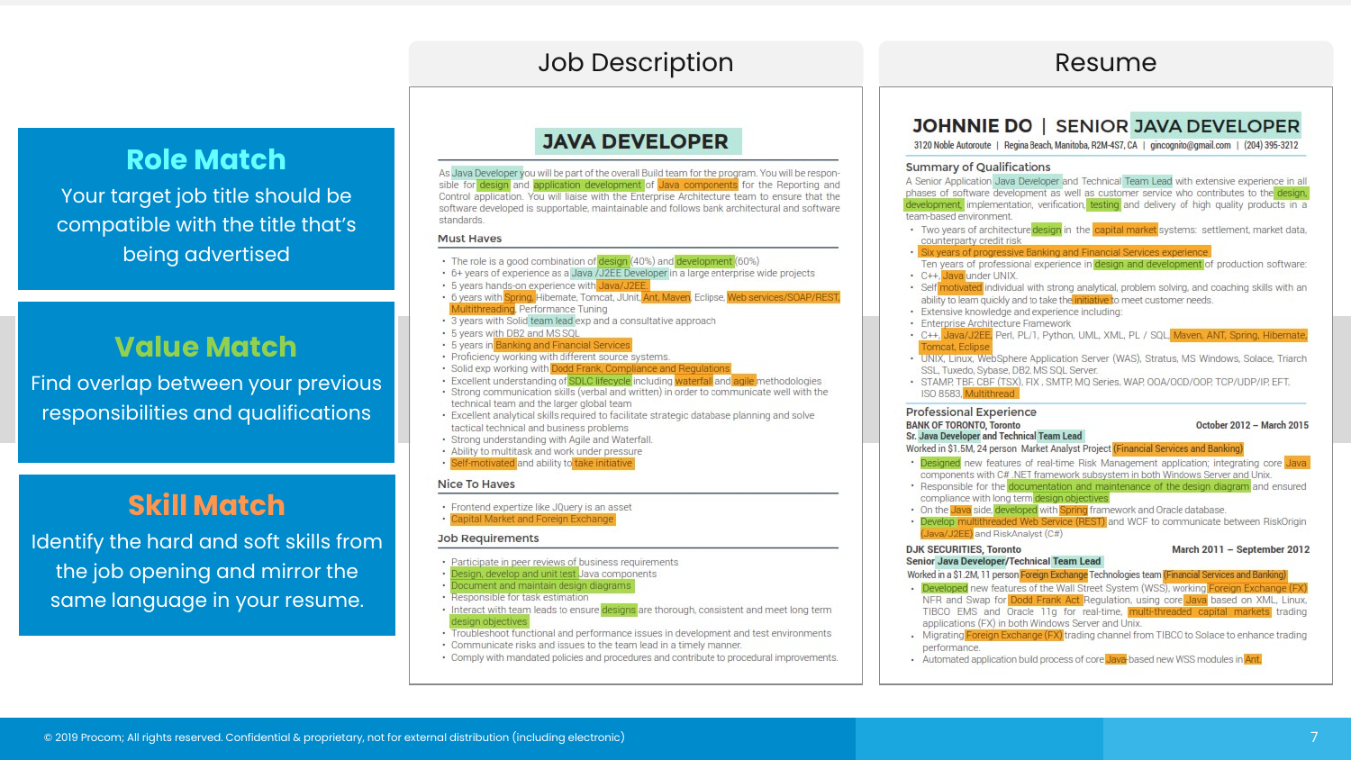## Role Match

Your target job title should be compatible with the title that's being advertised

## Value Match

Find overlap between your previous responsibilities and qualifications

## Skill Match

Identify the hard and soft skills from the job opening and mirror the same language in your resume.

# Job Description

## JAVA DEVELOPER

As Java Developer you will be part of the overall Build team for the program. You will be responsible for design and application development of Java components for the Reporting and Control application. You will liaise with the Enterprise Architecture team to ensure that the software developed is supportable, maintainable and follows bank architectural and software standards.

### Must Haves

- The role is a good combination of design (40%) and development (60%)
- 6+ years of experience as a Java /J2EE Developer in a large enterprise wide projects
- 5 years hands-on experience with Java/J2EE
- 6 years with Spring, Hibernate, Tomcat, JUnit, Ant, Maven, Eclipse, Web services/SOAP/REST, Multithreading, Performance Tuning
- 3 years with Solid team lead exp and a consultative approach
- 5 years with DB2 and MS SQL
- 5 years in Banking and Financial Services
- Proficiency working with different source systems.
- Solid exp working with Dodd Frank, Compliance and Regulations
- Excellent understanding of SDLC lifecycle including waterfall and agile methodologies
- Strong communication skills (verbal and written) in order to communicate well with the technical team and the larger global team
- Excellent analytical skills required to facilitate strategic database planning and solve tactical technical and business problems
- Strong understanding with Agile and Waterfall.
- Ability to multitask and work under pressure
- Self-motivated and ability to take initiative

### Nice To Haves

- Frontend expertize like JQuery is an asset
- Capital Market and Foreign Exchange

### Job Requirements

- Participate in peer reviews of business requirements
- Design, develop and unit test Java components
- Document and maintain design diagrams
- Responsible for task estimation
- Interact with team leads to ensure designs are thorough, consistent and meet long term design objectives
- Troubleshoot functional and performance issues in development and test environments
- Communicate risks and issues to the team lead in a timely manner.
- Comply with mandated policies and procedures and contribute to procedural improvements.

# Resume

## JOHNNIE DO | SENIOR JAVA DEVELOPER

3120 Noble Autoroute | Regina Beach, Manitoba, R2M-4S7, CA | gincognito@gmail.com | (204) 395-3212

### Summary of Qualifications

A Senior Application Java Developer and Technical Team Lead with extensive experience in all phases of software development as well as customer service who contributes to the design, development, implementation, verification, testing and delivery of high quality products in a team-based environment.

- Two years of architecture design in the capital market systems: settlement, market data, counterparty credit risk
- Six years of progressive Banking and Financial Services experience
- Ten years of professional experience in design and development of production software:
- C++, Java under UNIX.
- Self motivated individual with strong analytical, problem solving, and coaching skills with an ability to learn quickly and to take the initiative to meet customer needs.
- Extensive knowledge and experience including:
- Enterprise Architecture Framework
- C++, Java/J2EE, Perl, PL/1, Python, UML, XML, PL / SQL, Maven, ANT, Spring, Hibernate, Tomcat, Eclipse
- UNIX, Linux, WebSphere Application Server (WAS), Stratus, MS Windows, Solace, Triarch SSL, Tuxedo, Sybase, DB2, MS SQL Server.
- STAMP, TBF, CBF (TSX), FIX, SMTP, MQ Series, WAP, OOA/OOD/OOP, TCP/UDP/IP, EFT, ISO 8583, Multithread

### Professional Experience

**BANK OF TORONTO, Toronto** — October 2012 – March 2015

**Sr. Java Developer and Technical Team Lead**

Worked in $1.5M, 24 person Market Analyst Project (Financial Services and Banking)

- Designed new features of real-time Risk Management application; integrating core Java components with C# .NET framework subsystem in both Windows Server and Unix.
- Responsible for the documentation and maintenance of the design diagram and ensured compliance with long term design objectives
- On the Java side, developed with Spring framework and Oracle database.
- Develop multithreaded Web Service (REST) and WCF to communicate between RiskOrigin (Java/J2EE) and RiskAnalyst (C#)

**DJK SECURITIES, Toronto** — March 2011 – September 2012

**Senior Java Developer/Technical Team Lead**

Worked in a $1.2M, 11 person Foreign Exchange Technologies team (Financial Services and Banking)

- Developed new features of the Wall Street System (WSS), working Foreign Exchange (FX) NFR and Swap for Dodd Frank Act Regulation, using core Java based on XML, Linux, TIBCO EMS and Oracle 11g for real-time, multi-threaded capital markets trading applications (FX) in both Windows Server and Unix.
- Migrating Foreign Exchange (FX) trading channel from TIBCO to Solace to enhance trading performance.
- Automated application build process of core Java-based new WSS modules in Ant.

© 2019 Procom; All rights reserved. Confidential & proprietary, not for external distribution (including electronic)